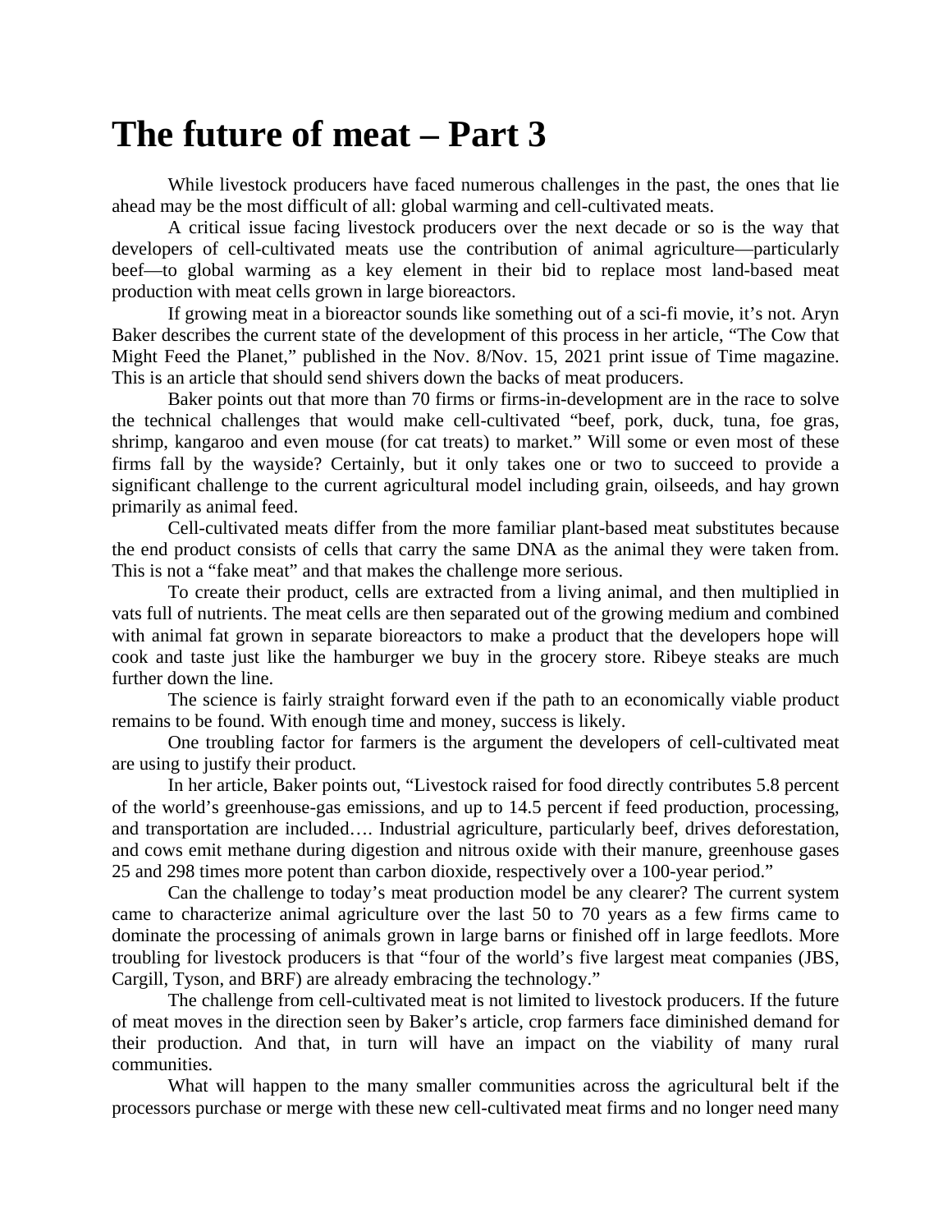# The future of meat – Part 3

While livestock producers have faced numerous challenges in the past, the ones that lie ahead may be the most difficult of all: global warming and cell-cultivated meats.

A critical issue facing livestock producers over the next decade or so is the way that developers of cell-cultivated meats use the contribution of animal agriculture—particularly beef—to global warming as a key element in their bid to replace most land-based meat production with meat cells grown in large bioreactors.

If growing meat in a bioreactor sounds like something out of a sci-fi movie, it's not. Aryn Baker describes the current state of the development of this process in her article, "The Cow that Might Feed the Planet," published in the Nov. 8/Nov. 15, 2021 print issue of Time magazine. This is an article that should send shivers down the backs of meat producers.

Baker points out that more than 70 firms or firms-in-development are in the race to solve the technical challenges that would make cell-cultivated "beef, pork, duck, tuna, foe gras, shrimp, kangaroo and even mouse (for cat treats) to market." Will some or even most of these firms fall by the wayside? Certainly, but it only takes one or two to succeed to provide a significant challenge to the current agricultural model including grain, oilseeds, and hay grown primarily as animal feed.

Cell-cultivated meats differ from the more familiar plant-based meat substitutes because the end product consists of cells that carry the same DNA as the animal they were taken from. This is not a "fake meat" and that makes the challenge more serious.

To create their product, cells are extracted from a living animal, and then multiplied in vats full of nutrients. The meat cells are then separated out of the growing medium and combined with animal fat grown in separate bioreactors to make a product that the developers hope will cook and taste just like the hamburger we buy in the grocery store. Ribeye steaks are much further down the line.

The science is fairly straight forward even if the path to an economically viable product remains to be found. With enough time and money, success is likely.

One troubling factor for farmers is the argument the developers of cell-cultivated meat are using to justify their product.

In her article, Baker points out, "Livestock raised for food directly contributes 5.8 percent of the world's greenhouse-gas emissions, and up to 14.5 percent if feed production, processing, and transportation are included…. Industrial agriculture, particularly beef, drives deforestation, and cows emit methane during digestion and nitrous oxide with their manure, greenhouse gases 25 and 298 times more potent than carbon dioxide, respectively over a 100-year period."

Can the challenge to today's meat production model be any clearer? The current system came to characterize animal agriculture over the last 50 to 70 years as a few firms came to dominate the processing of animals grown in large barns or finished off in large feedlots. More troubling for livestock producers is that "four of the world's five largest meat companies (JBS, Cargill, Tyson, and BRF) are already embracing the technology."

The challenge from cell-cultivated meat is not limited to livestock producers. If the future of meat moves in the direction seen by Baker's article, crop farmers face diminished demand for their production. And that, in turn will have an impact on the viability of many rural communities.

What will happen to the many smaller communities across the agricultural belt if the processors purchase or merge with these new cell-cultivated meat firms and no longer need many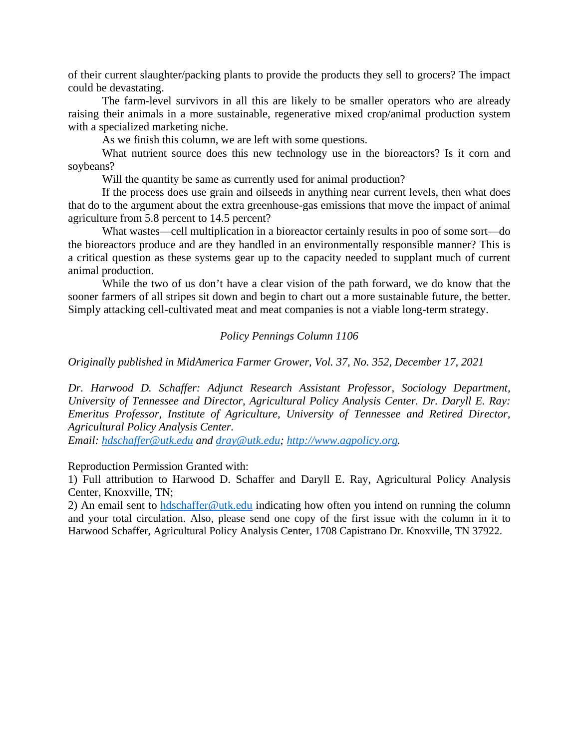of their current slaughter/packing plants to provide the products they sell to grocers? The impact could be devastating.

The farm-level survivors in all this are likely to be smaller operators who are already raising their animals in a more sustainable, regenerative mixed crop/animal production system with a specialized marketing niche.

As we finish this column, we are left with some questions.

What nutrient source does this new technology use in the bioreactors? Is it corn and soybeans?

Will the quantity be same as currently used for animal production?

If the process does use grain and oilseeds in anything near current levels, then what does that do to the argument about the extra greenhouse-gas emissions that move the impact of animal agriculture from 5.8 percent to 14.5 percent?

What wastes—cell multiplication in a bioreactor certainly results in poo of some sort—do the bioreactors produce and are they handled in an environmentally responsible manner? This is a critical question as these systems gear up to the capacity needed to supplant much of current animal production.

While the two of us don't have a clear vision of the path forward, we do know that the sooner farmers of all stripes sit down and begin to chart out a more sustainable future, the better. Simply attacking cell-cultivated meat and meat companies is not a viable long-term strategy.

*Policy Pennings Column 1106*

*Originally published in MidAmerica Farmer Grower, Vol. 37, No. 352, December 17, 2021*

*Dr. Harwood D. Schaffer: Adjunct Research Assistant Professor, Sociology Department, University of Tennessee and Director, Agricultural Policy Analysis Center. Dr. Daryll E. Ray: Emeritus Professor, Institute of Agriculture, University of Tennessee and Retired Director, Agricultural Policy Analysis Center.*
*Email: hdschaffer@utk.edu and dray@utk.edu; http://www.agpolicy.org.*

Reproduction Permission Granted with:
1) Full attribution to Harwood D. Schaffer and Daryll E. Ray, Agricultural Policy Analysis Center, Knoxville, TN;
2) An email sent to hdschaffer@utk.edu indicating how often you intend on running the column and your total circulation. Also, please send one copy of the first issue with the column in it to Harwood Schaffer, Agricultural Policy Analysis Center, 1708 Capistrano Dr. Knoxville, TN 37922.